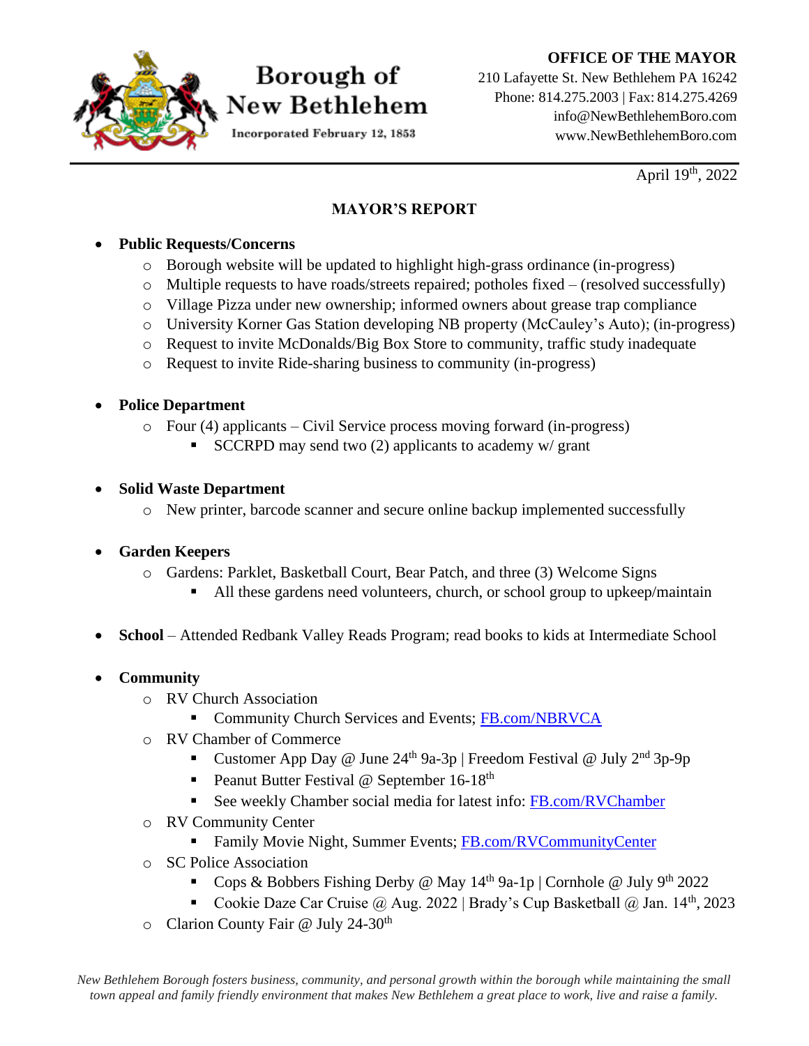# Borough of New Bethlehem

Incorporated February 12, 1853

**OFFICE OF THE MAYOR**
210 Lafayette St. New Bethlehem PA 16242
Phone: 814.275.2003 | Fax: 814.275.4269
info@NewBethlehemBoro.com
www.NewBethlehemBoro.com

April 19th, 2022

## MAYOR'S REPORT

- **Public Requests/Concerns**
  - Borough website will be updated to highlight high-grass ordinance (in-progress)
  - Multiple requests to have roads/streets repaired; potholes fixed – (resolved successfully)
  - Village Pizza under new ownership; informed owners about grease trap compliance
  - University Korner Gas Station developing NB property (McCauley's Auto); (in-progress)
  - Request to invite McDonalds/Big Box Store to community, traffic study inadequate
  - Request to invite Ride-sharing business to community (in-progress)

- **Police Department**
  - Four (4) applicants – Civil Service process moving forward (in-progress)
    - SCCRPD may send two (2) applicants to academy w/ grant

- **Solid Waste Department**
  - New printer, barcode scanner and secure online backup implemented successfully

- **Garden Keepers**
  - Gardens: Parklet, Basketball Court, Bear Patch, and three (3) Welcome Signs
    - All these gardens need volunteers, church, or school group to upkeep/maintain

- **School** – Attended Redbank Valley Reads Program; read books to kids at Intermediate School

- **Community**
  - RV Church Association
    - Community Church Services and Events; FB.com/NBRVCA
  - RV Chamber of Commerce
    - Customer App Day @ June 24th 9a-3p | Freedom Festival @ July 2nd 3p-9p
    - Peanut Butter Festival @ September 16-18th
    - See weekly Chamber social media for latest info: FB.com/RVChamber
  - RV Community Center
    - Family Movie Night, Summer Events; FB.com/RVCommunityCenter
  - SC Police Association
    - Cops & Bobbers Fishing Derby @ May 14th 9a-1p | Cornhole @ July 9th 2022
    - Cookie Daze Car Cruise @ Aug. 2022 | Brady's Cup Basketball @ Jan. 14th, 2023
  - Clarion County Fair @ July 24-30th

*New Bethlehem Borough fosters business, community, and personal growth within the borough while maintaining the small town appeal and family friendly environment that makes New Bethlehem a great place to work, live and raise a family.*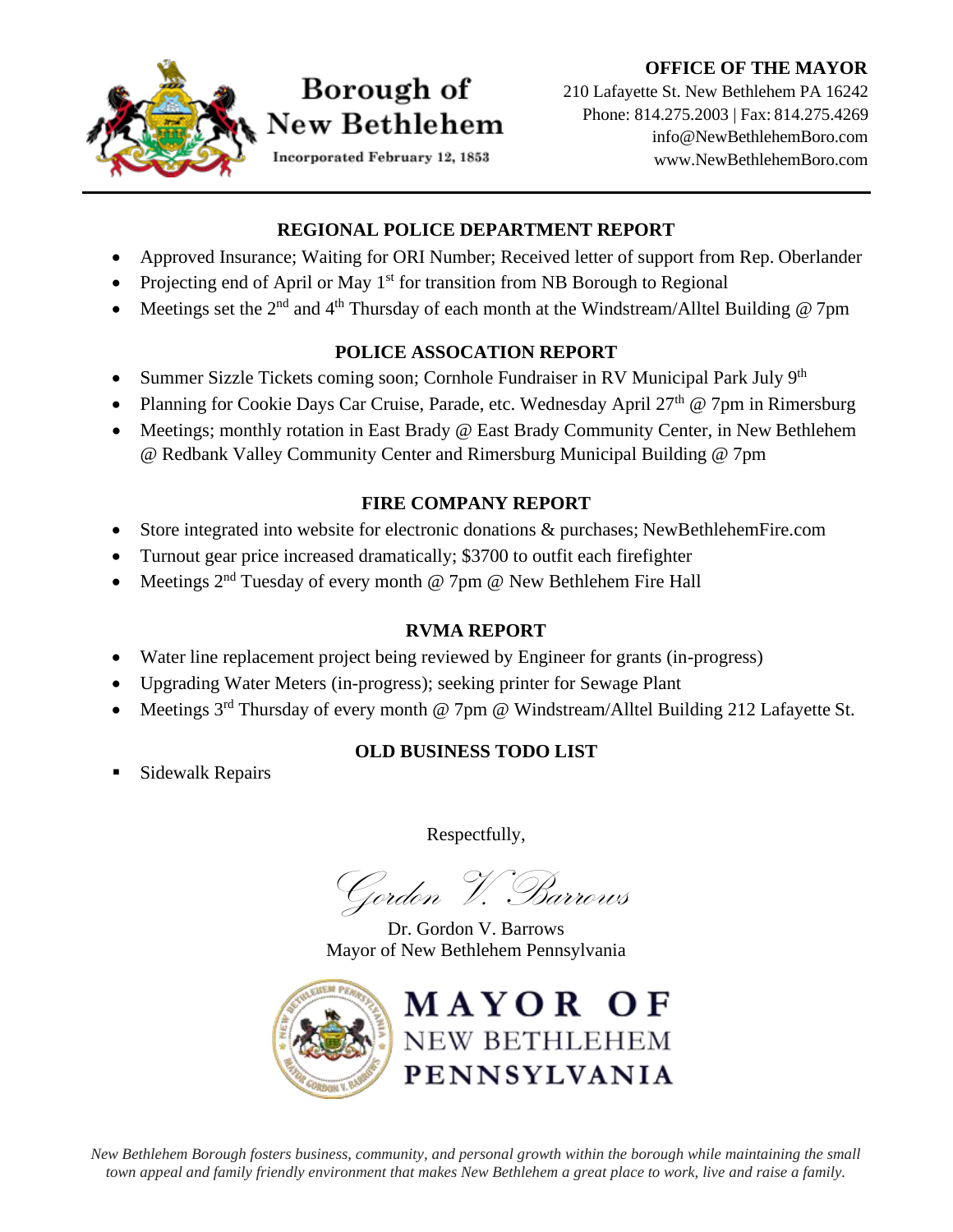**OFFICE OF THE MAYOR**
210 Lafayette St. New Bethlehem PA 16242
Phone: 814.275.2003 | Fax: 814.275.4269
info@NewBethlehemBoro.com
www.NewBethlehemBoro.com

Borough of New Bethlehem
Incorporated February 12, 1853

## REGIONAL POLICE DEPARTMENT REPORT

- Approved Insurance; Waiting for ORI Number; Received letter of support from Rep. Oberlander
- Projecting end of April or May 1st for transition from NB Borough to Regional
- Meetings set the 2nd and 4th Thursday of each month at the Windstream/Alltel Building @ 7pm

## POLICE ASSOCATION REPORT

- Summer Sizzle Tickets coming soon; Cornhole Fundraiser in RV Municipal Park July 9th
- Planning for Cookie Days Car Cruise, Parade, etc. Wednesday April 27th @ 7pm in Rimersburg
- Meetings; monthly rotation in East Brady @ East Brady Community Center, in New Bethlehem @ Redbank Valley Community Center and Rimersburg Municipal Building @ 7pm

## FIRE COMPANY REPORT

- Store integrated into website for electronic donations & purchases; NewBethlehemFire.com
- Turnout gear price increased dramatically; $3700 to outfit each firefighter
- Meetings 2nd Tuesday of every month @ 7pm @ New Bethlehem Fire Hall

## RVMA REPORT

- Water line replacement project being reviewed by Engineer for grants (in-progress)
- Upgrading Water Meters (in-progress); seeking printer for Sewage Plant
- Meetings 3rd Thursday of every month @ 7pm @ Windstream/Alltel Building 212 Lafayette St.

## OLD BUSINESS TODO LIST

- Sidewalk Repairs

Respectfully,

*Gordon V. Barrows*

Dr. Gordon V. Barrows
Mayor of New Bethlehem Pennsylvania

MAYOR OF
NEW BETHLEHEM
PENNSYLVANIA

*New Bethlehem Borough fosters business, community, and personal growth within the borough while maintaining the small town appeal and family friendly environment that makes New Bethlehem a great place to work, live and raise a family.*